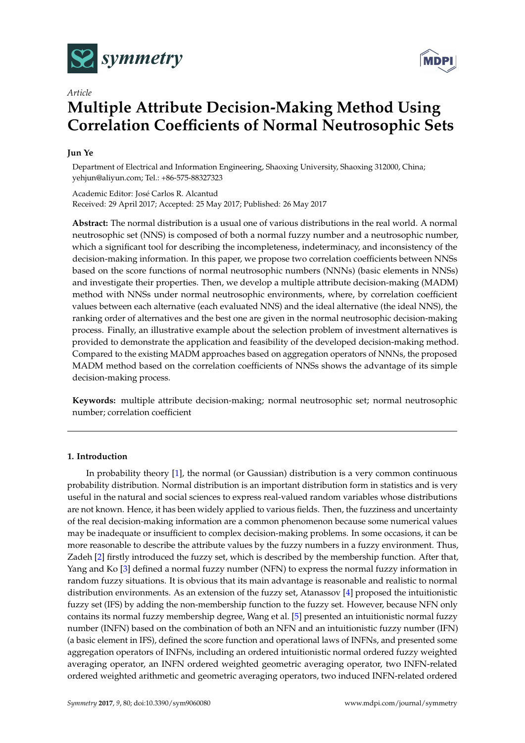*Article*

# Multiple Attribute Decision-Making Method Using Correlation Coefficients of Normal Neutrosophic Sets

**Jun Ye**

Department of Electrical and Information Engineering, Shaoxing University, Shaoxing 312000, China; yehjun@aliyun.com; Tel.: +86-575-88327323

Academic Editor: José Carlos R. Alcantud
Received: 29 April 2017; Accepted: 25 May 2017; Published: 26 May 2017

**Abstract:** The normal distribution is a usual one of various distributions in the real world. A normal neutrosophic set (NNS) is composed of both a normal fuzzy number and a neutrosophic number, which a significant tool for describing the incompleteness, indeterminacy, and inconsistency of the decision-making information. In this paper, we propose two correlation coefficients between NNSs based on the score functions of normal neutrosophic numbers (NNNs) (basic elements in NNSs) and investigate their properties. Then, we develop a multiple attribute decision-making (MADM) method with NNSs under normal neutrosophic environments, where, by correlation coefficient values between each alternative (each evaluated NNS) and the ideal alternative (the ideal NNS), the ranking order of alternatives and the best one are given in the normal neutrosophic decision-making process. Finally, an illustrative example about the selection problem of investment alternatives is provided to demonstrate the application and feasibility of the developed decision-making method. Compared to the existing MADM approaches based on aggregation operators of NNNs, the proposed MADM method based on the correlation coefficients of NNSs shows the advantage of its simple decision-making process.

**Keywords:** multiple attribute decision-making; normal neutrosophic set; normal neutrosophic number; correlation coefficient

## 1. Introduction

In probability theory [1], the normal (or Gaussian) distribution is a very common continuous probability distribution. Normal distribution is an important distribution form in statistics and is very useful in the natural and social sciences to express real-valued random variables whose distributions are not known. Hence, it has been widely applied to various fields. Then, the fuzziness and uncertainty of the real decision-making information are a common phenomenon because some numerical values may be inadequate or insufficient to complex decision-making problems. In some occasions, it can be more reasonable to describe the attribute values by the fuzzy numbers in a fuzzy environment. Thus, Zadeh [2] firstly introduced the fuzzy set, which is described by the membership function. After that, Yang and Ko [3] defined a normal fuzzy number (NFN) to express the normal fuzzy information in random fuzzy situations. It is obvious that its main advantage is reasonable and realistic to normal distribution environments. As an extension of the fuzzy set, Atanassov [4] proposed the intuitionistic fuzzy set (IFS) by adding the non-membership function to the fuzzy set. However, because NFN only contains its normal fuzzy membership degree, Wang et al. [5] presented an intuitionistic normal fuzzy number (INFN) based on the combination of both an NFN and an intuitionistic fuzzy number (IFN) (a basic element in IFS), defined the score function and operational laws of INFNs, and presented some aggregation operators of INFNs, including an ordered intuitionistic normal ordered fuzzy weighted averaging operator, an INFN ordered weighted geometric averaging operator, two INFN-related ordered weighted arithmetic and geometric averaging operators, two induced INFN-related ordered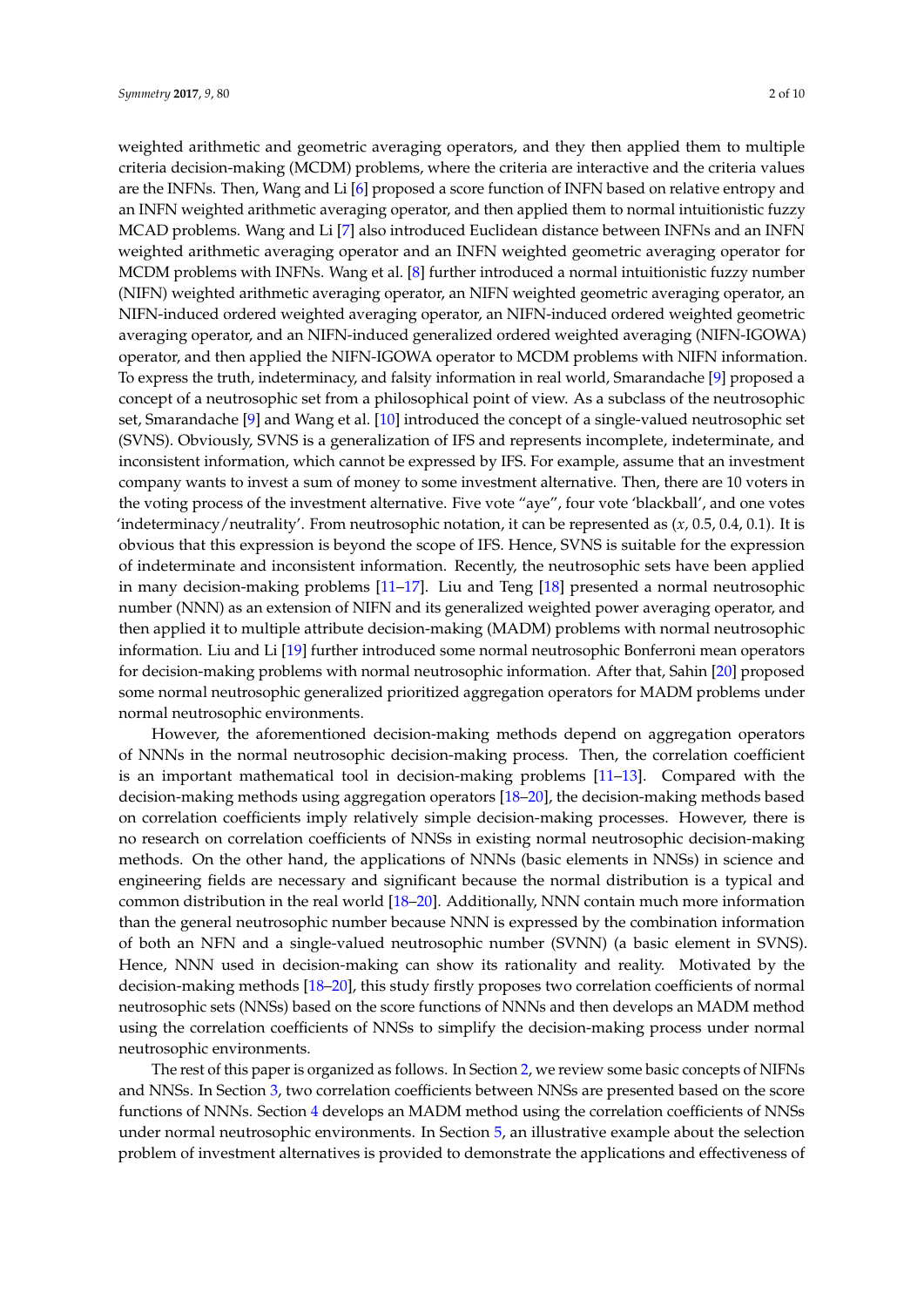weighted arithmetic and geometric averaging operators, and they then applied them to multiple criteria decision-making (MCDM) problems, where the criteria are interactive and the criteria values are the INFNs. Then, Wang and Li [6] proposed a score function of INFN based on relative entropy and an INFN weighted arithmetic averaging operator, and then applied them to normal intuitionistic fuzzy MCAD problems. Wang and Li [7] also introduced Euclidean distance between INFNs and an INFN weighted arithmetic averaging operator and an INFN weighted geometric averaging operator for MCDM problems with INFNs. Wang et al. [8] further introduced a normal intuitionistic fuzzy number (NIFN) weighted arithmetic averaging operator, an NIFN weighted geometric averaging operator, an NIFN-induced ordered weighted averaging operator, an NIFN-induced ordered weighted geometric averaging operator, and an NIFN-induced generalized ordered weighted averaging (NIFN-IGOWA) operator, and then applied the NIFN-IGOWA operator to MCDM problems with NIFN information. To express the truth, indeterminacy, and falsity information in real world, Smarandache [9] proposed a concept of a neutrosophic set from a philosophical point of view. As a subclass of the neutrosophic set, Smarandache [9] and Wang et al. [10] introduced the concept of a single-valued neutrosophic set (SVNS). Obviously, SVNS is a generalization of IFS and represents incomplete, indeterminate, and inconsistent information, which cannot be expressed by IFS. For example, assume that an investment company wants to invest a sum of money to some investment alternative. Then, there are 10 voters in the voting process of the investment alternative. Five vote "aye", four vote 'blackball', and one votes 'indeterminacy/neutrality'. From neutrosophic notation, it can be represented as $(x, 0.5, 0.4, 0.1)$. It is obvious that this expression is beyond the scope of IFS. Hence, SVNS is suitable for the expression of indeterminate and inconsistent information. Recently, the neutrosophic sets have been applied in many decision-making problems [11–17]. Liu and Teng [18] presented a normal neutrosophic number (NNN) as an extension of NIFN and its generalized weighted power averaging operator, and then applied it to multiple attribute decision-making (MADM) problems with normal neutrosophic information. Liu and Li [19] further introduced some normal neutrosophic Bonferroni mean operators for decision-making problems with normal neutrosophic information. After that, Sahin [20] proposed some normal neutrosophic generalized prioritized aggregation operators for MADM problems under normal neutrosophic environments.

However, the aforementioned decision-making methods depend on aggregation operators of NNNs in the normal neutrosophic decision-making process. Then, the correlation coefficient is an important mathematical tool in decision-making problems [11–13]. Compared with the decision-making methods using aggregation operators [18–20], the decision-making methods based on correlation coefficients imply relatively simple decision-making processes. However, there is no research on correlation coefficients of NNSs in existing normal neutrosophic decision-making methods. On the other hand, the applications of NNNs (basic elements in NNSs) in science and engineering fields are necessary and significant because the normal distribution is a typical and common distribution in the real world [18–20]. Additionally, NNN contain much more information than the general neutrosophic number because NNN is expressed by the combination information of both an NFN and a single-valued neutrosophic number (SVNN) (a basic element in SVNS). Hence, NNN used in decision-making can show its rationality and reality. Motivated by the decision-making methods [18–20], this study firstly proposes two correlation coefficients of normal neutrosophic sets (NNSs) based on the score functions of NNNs and then develops an MADM method using the correlation coefficients of NNSs to simplify the decision-making process under normal neutrosophic environments.

The rest of this paper is organized as follows. In Section 2, we review some basic concepts of NIFNs and NNSs. In Section 3, two correlation coefficients between NNSs are presented based on the score functions of NNNs. Section 4 develops an MADM method using the correlation coefficients of NNSs under normal neutrosophic environments. In Section 5, an illustrative example about the selection problem of investment alternatives is provided to demonstrate the applications and effectiveness of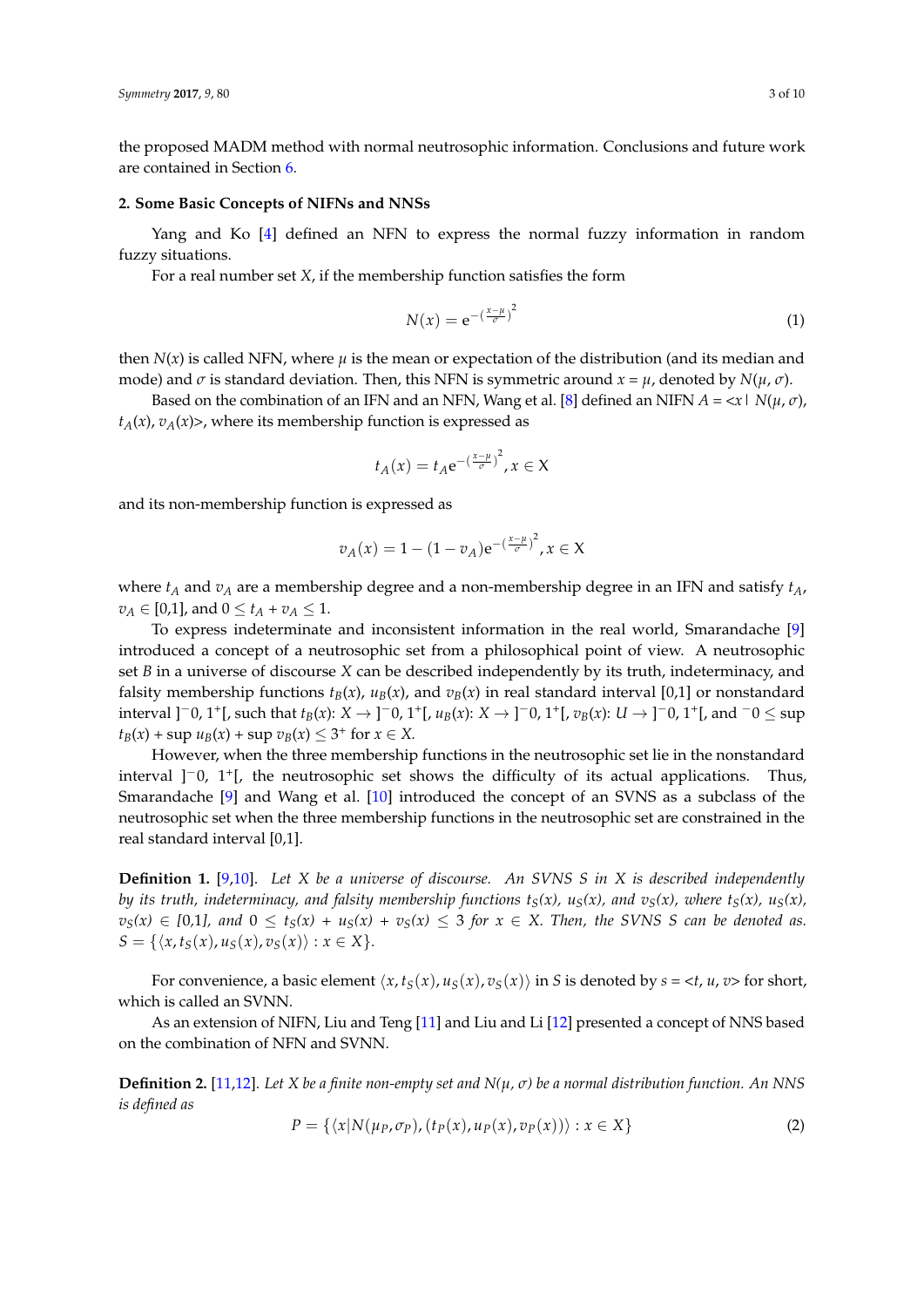the proposed MADM method with normal neutrosophic information. Conclusions and future work are contained in Section 6.

## 2. Some Basic Concepts of NIFNs and NNSs

Yang and Ko [4] defined an NFN to express the normal fuzzy information in random fuzzy situations.

For a real number set $X$, if the membership function satisfies the form

$$N(x) = e^{-\left(\frac{x-\mu}{\sigma}\right)^2} \tag{1}$$

then $N(x)$ is called NFN, where $\mu$ is the mean or expectation of the distribution (and its median and mode) and $\sigma$ is standard deviation. Then, this NFN is symmetric around $x = \mu$, denoted by $N(\mu, \sigma)$.

Based on the combination of an IFN and an NFN, Wang et al. [8] defined an NIFN $A = \langle x \mid N(\mu, \sigma), t_A(x), v_A(x)\rangle$, where its membership function is expressed as

$$t_A(x) = t_A e^{-\left(\frac{x-\mu}{\sigma}\right)^2}, x \in \mathrm{X}$$

and its non-membership function is expressed as

$$v_A(x) = 1 - (1 - v_A) e^{-\left(\frac{x-\mu}{\sigma}\right)^2}, x \in \mathrm{X}$$

where $t_A$ and $v_A$ are a membership degree and a non-membership degree in an IFN and satisfy $t_A$, $v_A \in [0,1]$, and $0 \leq t_A + v_A \leq 1$.

To express indeterminate and inconsistent information in the real world, Smarandache [9] introduced a concept of a neutrosophic set from a philosophical point of view. A neutrosophic set $B$ in a universe of discourse $X$ can be described independently by its truth, indeterminacy, and falsity membership functions $t_B(x)$, $u_B(x)$, and $v_B(x)$ in real standard interval [0,1] or nonstandard interval $]^-0, 1^+[$, such that $t_B(x)$: $X \to ]^-0, 1^+[$, $u_B(x)$: $X \to ]^-0, 1^+[$, $v_B(x)$: $U \to ]^-0, 1^+[$, and $^-0 \leq \sup t_B(x) + \sup u_B(x) + \sup v_B(x) \leq 3^+$ for $x \in X$.

However, when the three membership functions in the neutrosophic set lie in the nonstandard interval $]^-0, 1^+[$, the neutrosophic set shows the difficulty of its actual applications. Thus, Smarandache [9] and Wang et al. [10] introduced the concept of an SVNS as a subclass of the neutrosophic set when the three membership functions in the neutrosophic set are constrained in the real standard interval [0,1].

**Definition 1.** [9,10]. *Let $X$ be a universe of discourse. An SVNS $S$ in $X$ is described independently by its truth, indeterminacy, and falsity membership functions $t_S(x)$, $u_S(x)$, and $v_S(x)$, where $t_S(x)$, $u_S(x)$, $v_S(x) \in [0,1]$, and $0 \leq t_S(x) + u_S(x) + v_S(x) \leq 3$ for $x \in X$. Then, the SVNS $S$ can be denoted as. $S = \{\langle x, t_S(x), u_S(x), v_S(x)\rangle : x \in X\}$.*

For convenience, a basic element $\langle x, t_S(x), u_S(x), v_S(x)\rangle$ in $S$ is denoted by $s = \langle t, u, v\rangle$ for short, which is called an SVNN.

As an extension of NIFN, Liu and Teng [11] and Liu and Li [12] presented a concept of NNS based on the combination of NFN and SVNN.

**Definition 2.** [11,12]. *Let $X$ be a finite non-empty set and $N(\mu, \sigma)$ be a normal distribution function. An NNS is defined as*

$$P = \{\langle x | N(\mu_P, \sigma_P), (t_P(x), u_P(x), v_P(x))\rangle : x \in X\} \tag{2}$$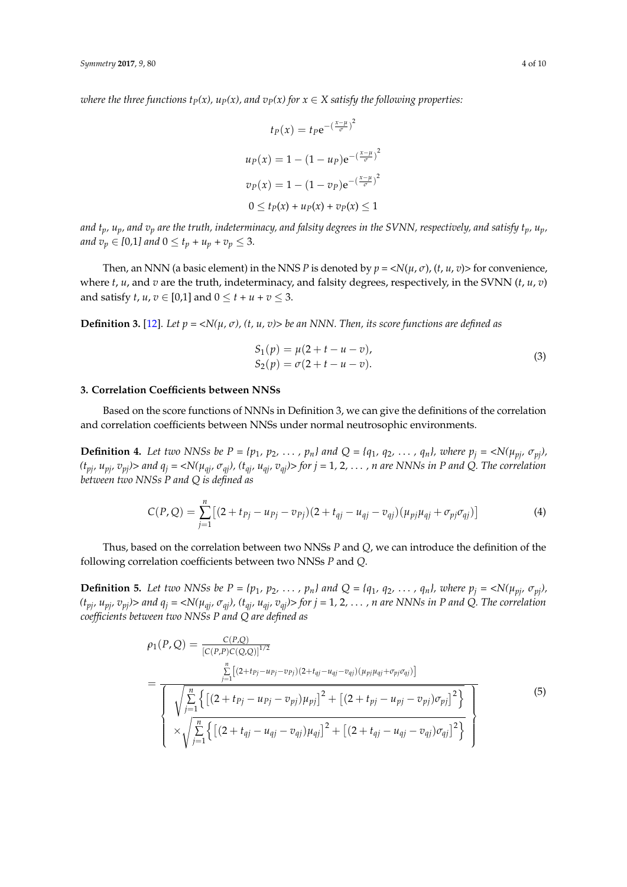*where the three functions $t_P(x)$, $u_P(x)$, and $v_P(x)$ for $x \in X$ satisfy the following properties:*

$$t_P(x) = t_P e^{-\left(\frac{x-\mu}{\sigma}\right)^2}$$

$$u_P(x) = 1 - (1 - u_P)e^{-\left(\frac{x-\mu}{\sigma}\right)^2}$$

$$v_P(x) = 1 - (1 - v_P)e^{-\left(\frac{x-\mu}{\sigma}\right)^2}$$

$$0 \leq t_P(x) + u_P(x) + v_P(x) \leq 1$$

*and $t_p$, $u_p$, and $v_p$ are the truth, indeterminacy, and falsity degrees in the SVNN, respectively, and satisfy $t_p$, $u_p$, and $v_p \in [0,1]$ and $0 \leq t_p + u_p + v_p \leq 3$.*

Then, an NNN (a basic element) in the NNS $P$ is denoted by $p = \langle N(\mu, \sigma), (t, u, v)\rangle$ for convenience, where $t$, $u$, and $v$ are the truth, indeterminacy, and falsity, respectively, in the SVNN $(t, u, v)$ and satisfy $t, u, v \in [0,1]$ and $0 \leq t + u + v \leq 3$.

**Definition 3.** [12]. *Let $p = \langle N(\mu, \sigma), (t, u, v)\rangle$ be an NNN. Then, its score functions are defined as*

$$\begin{aligned} S_1(p) &= \mu(2 + t - u - v), \\ S_2(p) &= \sigma(2 + t - u - v). \end{aligned} \tag{3}$$

## 3. Correlation Coefficients between NNSs

Based on the score functions of NNNs in Definition 3, we can give the definitions of the correlation and correlation coefficients between NNSs under normal neutrosophic environments.

**Definition 4.** *Let two NNSs be $P = \{p_1, p_2, \ldots, p_n\}$ and $Q = \{q_1, q_2, \ldots, q_n\}$, where $p_j = \langle N(\mu_{pj}, \sigma_{pj}), (t_{pj}, u_{pj}, v_{pj})\rangle$ and $q_j = \langle N(\mu_{qj}, \sigma_{qj}), (t_{qj}, u_{qj}, v_{qj})\rangle$ for $j = 1, 2, \ldots, n$ are NNNs in $P$ and $Q$. The correlation between two NNSs $P$ and $Q$ is defined as*

$$C(P,Q) = \sum_{j=1}^{n} \left[ (2 + t_{Pj} - u_{Pj} - v_{Pj})(2 + t_{qj} - u_{qj} - v_{qj})(\mu_{pj}\mu_{qj} + \sigma_{pj}\sigma_{qj}) \right] \tag{4}$$

Thus, based on the correlation between two NNSs $P$ and $Q$, we can introduce the definition of the following correlation coefficients between two NNSs $P$ and $Q$.

**Definition 5.** *Let two NNSs be $P = \{p_1, p_2, \ldots, p_n\}$ and $Q = \{q_1, q_2, \ldots, q_n\}$, where $p_j = \langle N(\mu_{pj}, \sigma_{pj}), (t_{pj}, u_{pj}, v_{pj})\rangle$ and $q_j = \langle N(\mu_{qj}, \sigma_{qj}), (t_{qj}, u_{qj}, v_{qj})\rangle$ for $j = 1, 2, \ldots, n$ are NNNs in $P$ and $Q$. The correlation coefficients between two NNSs $P$ and $Q$ are defined as*

$$\rho_1(P,Q) = \frac{C(P,Q)}{\left[C(P,P)C(Q,Q)\right]^{1/2}} = \frac{\sum_{j=1}^{n} \left[ (2 + t_{Pj} - u_{Pj} - v_{Pj})(2 + t_{qj} - u_{qj} - v_{qj})(\mu_{pj}\mu_{qj} + \sigma_{pj}\sigma_{qj}) \right]}{\left\{ \begin{array}{l} \sqrt{\sum_{j=1}^{n} \left\{ \left[ (2 + t_{Pj} - u_{Pj} - v_{Pj})\mu_{pj} \right]^2 + \left[ (2 + t_{pj} - u_{pj} - v_{pj})\sigma_{pj} \right]^2 \right\}} \\ \times \sqrt{\sum_{j=1}^{n} \left\{ \left[ (2 + t_{qj} - u_{qj} - v_{qj})\mu_{qj} \right]^2 + \left[ (2 + t_{qj} - u_{qj} - v_{qj})\sigma_{qj} \right]^2 \right\}} \end{array} \right\}} \tag{5}$$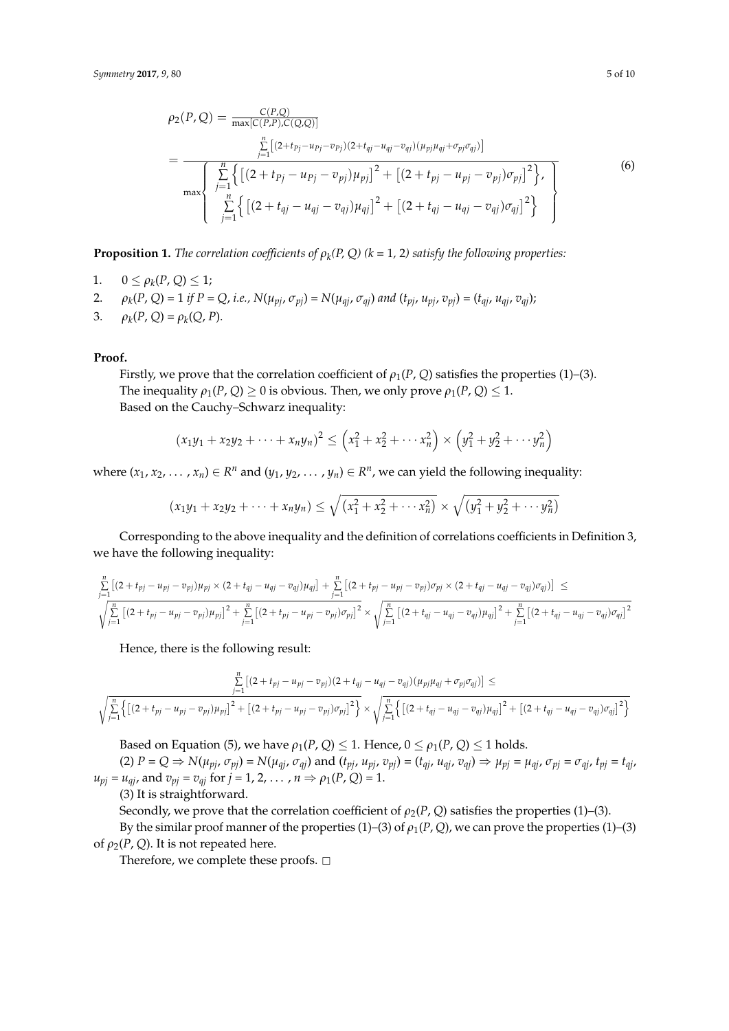$$
\rho_2(P,Q) = \frac{C(P,Q)}{\max[C(P,P),C(Q,Q)]}
= \frac{\sum\limits_{j=1}^{n}\left[(2+t_{Pj}-u_{Pj}-v_{Pj})(2+t_{qj}-u_{qj}-v_{qj})(\mu_{pj}\mu_{qj}+\sigma_{pj}\sigma_{qj})\right]}{\max\left\{\begin{array}{l}\sum\limits_{j=1}^{n}\left\{\left[(2+t_{Pj}-u_{Pj}-v_{pj})\mu_{pj}\right]^2+\left[(2+t_{pj}-u_{pj}-v_{pj})\sigma_{pj}\right]^2\right\}, \\ \sum\limits_{j=1}^{n}\left\{\left[(2+t_{qj}-u_{qj}-v_{qj})\mu_{qj}\right]^2+\left[(2+t_{qj}-u_{qj}-v_{qj})\sigma_{qj}\right]^2\right\}\end{array}\right\}} \tag{6}
$$

**Proposition 1.** *The correlation coefficients of $\rho_k(P, Q)$ ($k$ = 1, 2) satisfy the following properties:*

1. $0 \leq \rho_k(P, Q) \leq 1$;
2. $\rho_k(P, Q) = 1$ *if* $P = Q$, *i.e.,* $N(\mu_{pj}, \sigma_{pj}) = N(\mu_{qj}, \sigma_{qj})$ *and* $(t_{pj}, u_{pj}, v_{pj}) = (t_{qj}, u_{qj}, v_{qj})$;
3. $\rho_k(P, Q) = \rho_k(Q, P)$.

**Proof.**

Firstly, we prove that the correlation coefficient of $\rho_1(P, Q)$ satisfies the properties (1)–(3).

The inequality $\rho_1(P, Q) \geq 0$ is obvious. Then, we only prove $\rho_1(P, Q) \leq 1$.

Based on the Cauchy–Schwarz inequality:

$$
(x_1y_1 + x_2y_2 + \cdots + x_ny_n)^2 \leq \left(x_1^2 + x_2^2 + \cdots x_n^2\right) \times \left(y_1^2 + y_2^2 + \cdots y_n^2\right)
$$

where $(x_1, x_2, \ldots, x_n) \in R^n$ and $(y_1, y_2, \ldots, y_n) \in R^n$, we can yield the following inequality:

$$
(x_1y_1 + x_2y_2 + \cdots + x_ny_n) \leq \sqrt{\left(x_1^2 + x_2^2 + \cdots x_n^2\right)} \times \sqrt{\left(y_1^2 + y_2^2 + \cdots y_n^2\right)}
$$

Corresponding to the above inequality and the definition of correlations coefficients in Definition 3, we have the following inequality:

$$
\begin{array}{l}
\sum\limits_{j=1}^{n}\left[(2+t_{pj}-u_{pj}-v_{pj})\mu_{pj} \times (2+t_{qj}-u_{qj}-v_{qj})\mu_{qj}\right] + \sum\limits_{j=1}^{n}\left[(2+t_{pj}-u_{pj}-v_{pj})\sigma_{pj} \times (2+t_{qj}-u_{qj}-v_{qj})\sigma_{qj}\right] \leq \\
\sqrt{\sum\limits_{j=1}^{n}\left[(2+t_{pj}-u_{pj}-v_{pj})\mu_{pj}\right]^2 + \sum\limits_{j=1}^{n}\left[(2+t_{pj}-u_{pj}-v_{pj})\sigma_{pj}\right]^2} \times \sqrt{\sum\limits_{j=1}^{n}\left[(2+t_{qj}-u_{qj}-v_{qj})\mu_{qj}\right]^2 + \sum\limits_{j=1}^{n}\left[(2+t_{qj}-u_{qj}-v_{qj})\sigma_{qj}\right]^2}
\end{array}
$$

Hence, there is the following result:

$$
\begin{array}{c}
\sum\limits_{j=1}^{n}\left[(2+t_{pj}-u_{pj}-v_{pj})(2+t_{qj}-u_{qj}-v_{qj})(\mu_{pj}\mu_{qj}+\sigma_{pj}\sigma_{qj})\right] \leq \\
\sqrt{\sum\limits_{j=1}^{n}\left\{\left[(2+t_{pj}-u_{pj}-v_{pj})\mu_{pj}\right]^2 + \left[(2+t_{pj}-u_{pj}-v_{pj})\sigma_{pj}\right]^2\right\}} \times \sqrt{\sum\limits_{j=1}^{n}\left\{\left[(2+t_{qj}-u_{qj}-v_{qj})\mu_{qj}\right]^2 + \left[(2+t_{qj}-u_{qj}-v_{qj})\sigma_{qj}\right]^2\right\}}
\end{array}
$$

Based on Equation (5), we have $\rho_1(P, Q) \leq 1$. Hence, $0 \leq \rho_1(P, Q) \leq 1$ holds.

(2) $P = Q \Rightarrow N(\mu_{pj}, \sigma_{pj}) = N(\mu_{qj}, \sigma_{qj})$ and $(t_{pj}, u_{pj}, v_{pj}) = (t_{qj}, u_{qj}, v_{qj}) \Rightarrow \mu_{pj} = \mu_{qj}$, $\sigma_{pj} = \sigma_{qj}$, $t_{pj} = t_{qj}$, $u_{pj} = u_{qj}$, and $v_{pj} = v_{qj}$ for $j = 1, 2, \ldots, n \Rightarrow \rho_1(P, Q) = 1$.

(3) It is straightforward.

Secondly, we prove that the correlation coefficient of $\rho_2(P, Q)$ satisfies the properties (1)–(3).

By the similar proof manner of the properties (1)–(3) of $\rho_1(P, Q)$, we can prove the properties (1)–(3) of $\rho_2(P, Q)$. It is not repeated here.

Therefore, we complete these proofs. □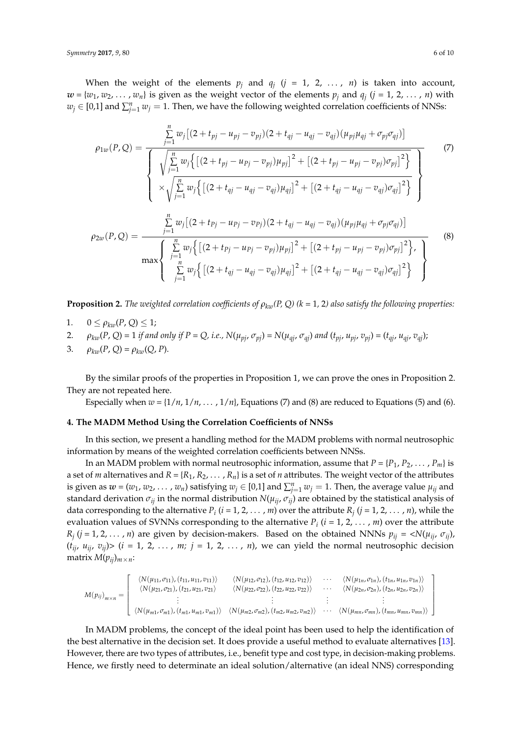When the weight of the elements $p_j$ and $q_j$ ($j$ = 1, 2, ..., $n$) is taken into account, $\boldsymbol{w} = \{w_1, w_2, \ldots, w_n\}$ is given as the weight vector of the elements $p_j$ and $q_j$ ($j$ = 1, 2, ..., $n$) with $w_j \in [0,1]$ and $\sum_{j=1}^{n} w_j = 1$. Then, we have the following weighted correlation coefficients of NNSs:

$$\rho_{1w}(P,Q) = \frac{\sum_{j=1}^{n} w_j\left[(2+t_{pj}-u_{pj}-v_{pj})(2+t_{qj}-u_{qj}-v_{qj})(\mu_{pj}\mu_{qj}+\sigma_{pj}\sigma_{qj})\right]}{\left\{\begin{array}{c}\sqrt{\sum_{j=1}^{n} w_j\left\{\left[(2+t_{pj}-u_{Pj}-v_{pj})\mu_{pj}\right]^2+\left[(2+t_{pj}-u_{pj}-v_{pj})\sigma_{pj}\right]^2\right\}} \\ \times\sqrt{\sum_{j=1}^{n} w_j\left\{\left[(2+t_{qj}-u_{qj}-v_{qj})\mu_{qj}\right]^2+\left[(2+t_{qj}-u_{qj}-v_{qj})\sigma_{qj}\right]^2\right\}}\end{array}\right\}} \tag{7}$$

$$\rho_{2w}(P,Q) = \frac{\sum_{j=1}^{n} w_j\left[(2+t_{Pj}-u_{Pj}-v_{Pj})(2+t_{qj}-u_{qj}-v_{qj})(\mu_{pj}\mu_{qj}+\sigma_{pj}\sigma_{qj})\right]}{\max\left\{\begin{array}{c}\sum_{j=1}^{n} w_j\left\{\left[(2+t_{Pj}-u_{Pj}-v_{pj})\mu_{pj}\right]^2+\left[(2+t_{pj}-u_{pj}-v_{pj})\sigma_{pj}\right]^2\right\}, \\ \sum_{j=1}^{n} w_j\left\{\left[(2+t_{qj}-u_{qj}-v_{qj})\mu_{qj}\right]^2+\left[(2+t_{qj}-u_{qj}-v_{qj})\sigma_{qj}\right]^2\right\}\end{array}\right\}} \tag{8}$$

**Proposition 2.** *The weighted correlation coefficients of $\rho_{kw}(P, Q)$ (k = 1, 2) also satisfy the following properties:*

1. $0 \le \rho_{kw}(P, Q) \le 1$;
2. $\rho_{kw}(P, Q) = 1$ *if and only if $P = Q$, i.e., $N(\mu_{pj}, \sigma_{pj}) = N(\mu_{qj}, \sigma_{qj})$ and $(t_{pj}, u_{pj}, v_{pj}) = (t_{qj}, u_{qj}, v_{qj})$;*
3. $\rho_{kw}(P, Q) = \rho_{kw}(Q, P)$.

By the similar proofs of the properties in Proposition 1, we can prove the ones in Proposition 2. They are not repeated here.

Especially when $w = \{1/n, 1/n, \ldots, 1/n\}$, Equations (7) and (8) are reduced to Equations (5) and (6).

## 4. The MADM Method Using the Correlation Coefficients of NNSs

In this section, we present a handling method for the MADM problems with normal neutrosophic information by means of the weighted correlation coefficients between NNSs.

In an MADM problem with normal neutrosophic information, assume that $P = \{P_1, P_2, \ldots, P_m\}$ is a set of $m$ alternatives and $R = \{R_1, R_2, \ldots, R_n\}$ is a set of $n$ attributes. The weight vector of the attributes is given as $\boldsymbol{w} = (w_1, w_2, \ldots, w_n)$ satisfying $w_j \in [0,1]$ and $\sum_{j=1}^{n} w_j = 1$. Then, the average value $\mu_{ij}$ and standard derivation $\sigma_{ij}$ in the normal distribution $N(\mu_{ij}, \sigma_{ij})$ are obtained by the statistical analysis of data corresponding to the alternative $P_i$ ($i$ = 1, 2, ..., $m$) over the attribute $R_j$ ($j$ = 1, 2, ..., $n$), while the evaluation values of SVNNs corresponding to the alternative $P_i$ ($i$ = 1, 2, ..., $m$) over the attribute $R_j$ ($j$ = 1, 2, ..., $n$) are given by decision-makers. Based on the obtained NNSs $p_{ij} = \langle N(\mu_{ij}, \sigma_{ij}), (t_{ij}, u_{ij}, v_{ij})\rangle$ ($i$ = 1, 2, ..., $m$; $j$ = 1, 2, ..., $n$), we can yield the normal neutrosophic decision matrix $M(p_{ij})_{m \times n}$:

$$M(p_{ij})_{m\times n} = \begin{bmatrix} \langle N(\mu_{11},\sigma_{11}),(t_{11},u_{11},v_{11})\rangle & \langle N(\mu_{12},\sigma_{12}),(t_{12},u_{12},v_{12})\rangle & \cdots & \langle N(\mu_{1n},\sigma_{1n}),(t_{1n},u_{1n},v_{1n})\rangle \\ \langle N(\mu_{21},\sigma_{21}),(t_{21},u_{21},v_{21})\rangle & \langle N(\mu_{22},\sigma_{22}),(t_{22},u_{22},v_{22})\rangle & \cdots & \langle N(\mu_{2n},\sigma_{2n}),(t_{2n},u_{2n},v_{2n})\rangle \\ \vdots & \vdots & \vdots & \vdots \\ \langle N(\mu_{m1},\sigma_{m1}),(t_{m1},u_{m1},v_{m1})\rangle & \langle N(\mu_{m2},\sigma_{m2}),(t_{m2},u_{m2},v_{m2})\rangle & \cdots & \langle N(\mu_{mn},\sigma_{mn}),(t_{mn},u_{mn},v_{mn})\rangle \end{bmatrix}$$

In MADM problems, the concept of the ideal point has been used to help the identification of the best alternative in the decision set. It does provide a useful method to evaluate alternatives [13]. However, there are two types of attributes, i.e., benefit type and cost type, in decision-making problems. Hence, we firstly need to determinate an ideal solution/alternative (an ideal NNS) corresponding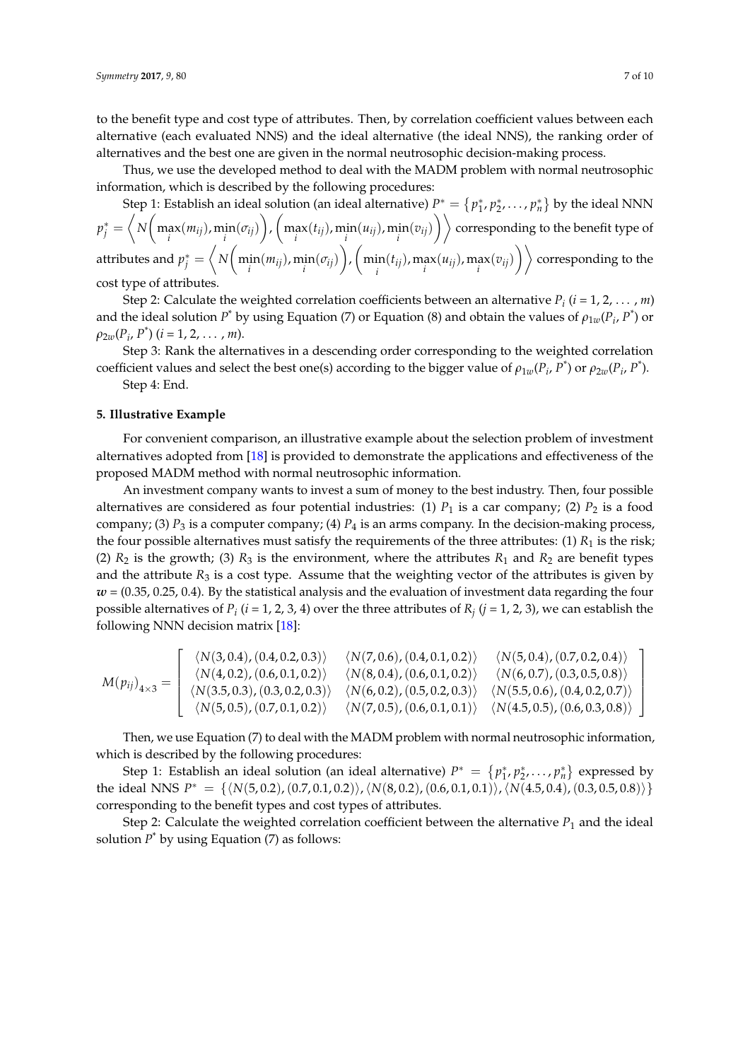to the benefit type and cost type of attributes. Then, by correlation coefficient values between each alternative (each evaluated NNS) and the ideal alternative (the ideal NNS), the ranking order of alternatives and the best one are given in the normal neutrosophic decision-making process.

Thus, we use the developed method to deal with the MADM problem with normal neutrosophic information, which is described by the following procedures:

Step 1: Establish an ideal solution (an ideal alternative) $P^* = \{p_1^*, p_2^*, \ldots, p_n^*\}$ by the ideal NNN $p_j^* = \left\langle N\left(\max_i(m_{ij}), \min_i(\sigma_{ij})\right), \left(\max_i(t_{ij}), \min_i(u_{ij}), \min_i(v_{ij})\right)\right\rangle$ corresponding to the benefit type of attributes and $p_j^* = \left\langle N\left(\min_i(m_{ij}), \min_i(\sigma_{ij})\right), \left(\min_i(t_{ij}), \max_i(u_{ij}), \max_i(v_{ij})\right)\right\rangle$ corresponding to the cost type of attributes.

Step 2: Calculate the weighted correlation coefficients between an alternative $P_i$ ($i = 1, 2, \ldots, m$) and the ideal solution $P^*$ by using Equation (7) or Equation (8) and obtain the values of $\rho_{1w}(P_i, P^*)$ or $\rho_{2w}(P_i, P^*)$ ($i = 1, 2, \ldots, m$).

Step 3: Rank the alternatives in a descending order corresponding to the weighted correlation coefficient values and select the best one(s) according to the bigger value of $\rho_{1w}(P_i, P^*)$ or $\rho_{2w}(P_i, P^*)$.

Step 4: End.

## 5. Illustrative Example

For convenient comparison, an illustrative example about the selection problem of investment alternatives adopted from [18] is provided to demonstrate the applications and effectiveness of the proposed MADM method with normal neutrosophic information.

An investment company wants to invest a sum of money to the best industry. Then, four possible alternatives are considered as four potential industries: (1) $P_1$ is a car company; (2) $P_2$ is a food company; (3) $P_3$ is a computer company; (4) $P_4$ is an arms company. In the decision-making process, the four possible alternatives must satisfy the requirements of the three attributes: (1) $R_1$ is the risk; (2) $R_2$ is the growth; (3) $R_3$ is the environment, where the attributes $R_1$ and $R_2$ are benefit types and the attribute $R_3$ is a cost type. Assume that the weighting vector of the attributes is given by $\boldsymbol{w} = (0.35, 0.25, 0.4)$. By the statistical analysis and the evaluation of investment data regarding the four possible alternatives of $P_i$ ($i = 1, 2, 3, 4$) over the three attributes of $R_j$ ($j = 1, 2, 3$), we can establish the following NNN decision matrix [18]:

$$M(p_{ij})_{4\times 3} = \begin{bmatrix} \langle N(3, 0.4), (0.4, 0.2, 0.3)\rangle & \langle N(7, 0.6), (0.4, 0.1, 0.2)\rangle & \langle N(5, 0.4), (0.7, 0.2, 0.4)\rangle \\ \langle N(4, 0.2), (0.6, 0.1, 0.2)\rangle & \langle N(8, 0.4), (0.6, 0.1, 0.2)\rangle & \langle N(6, 0.7), (0.3, 0.5, 0.8)\rangle \\ \langle N(3.5, 0.3), (0.3, 0.2, 0.3)\rangle & \langle N(6, 0.2), (0.5, 0.2, 0.3)\rangle & \langle N(5.5, 0.6), (0.4, 0.2, 0.7)\rangle \\ \langle N(5, 0.5), (0.7, 0.1, 0.2)\rangle & \langle N(7, 0.5), (0.6, 0.1, 0.1)\rangle & \langle N(4.5, 0.5), (0.6, 0.3, 0.8)\rangle \end{bmatrix}$$

Then, we use Equation (7) to deal with the MADM problem with normal neutrosophic information, which is described by the following procedures:

Step 1: Establish an ideal solution (an ideal alternative) $P^* = \{p_1^*, p_2^*, \ldots, p_n^*\}$ expressed by the ideal NNS $P^* = \{\langle N(5, 0.2), (0.7, 0.1, 0.2)\rangle, \langle N(8, 0.2), (0.6, 0.1, 0.1)\rangle, \langle N(4.5, 0.4), (0.3, 0.5, 0.8)\rangle\}$ corresponding to the benefit types and cost types of attributes.

Step 2: Calculate the weighted correlation coefficient between the alternative $P_1$ and the ideal solution $P^*$ by using Equation (7) as follows: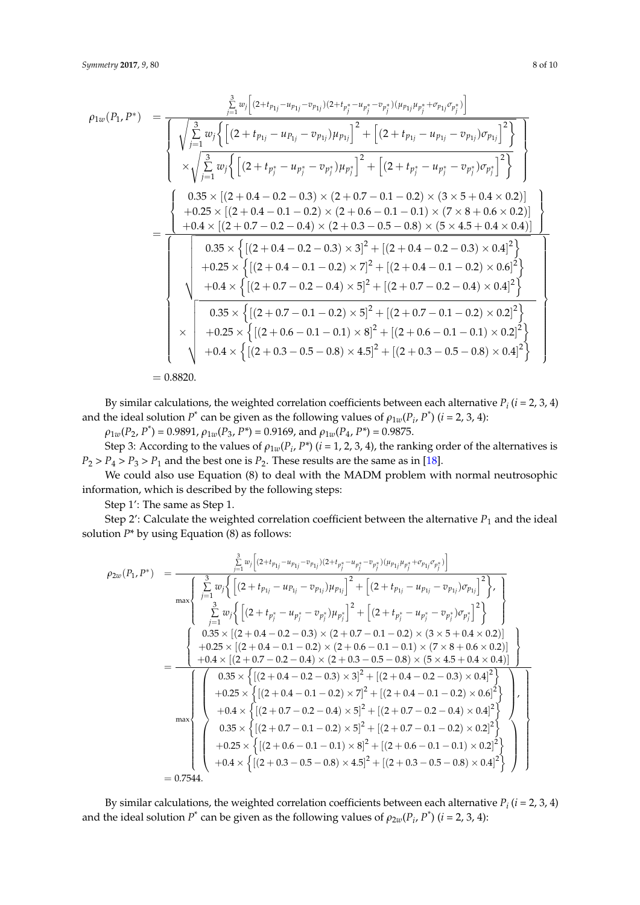$$
\rho_{1w}(P_1, P^*) = \frac{\sum_{j=1}^{3} w_j\left[(2+t_{p_{1j}}-u_{p_{1j}}-v_{p_{1j}})(2+t_{p_j^*}-u_{p_j^*}-v_{p_j^*})(\mu_{p_{1j}}\mu_{p_j^*}+\sigma_{p_{1j}}\sigma_{p_j^*})\right]}{\left\{\begin{array}{l}\sqrt{\sum_{j=1}^{3} w_j\left\{\left[(2+t_{p_{1j}}-u_{P_{1j}}-v_{p_{1j}})\mu_{p_{1j}}\right]^2+\left[(2+t_{p_{1j}}-u_{p_{1j}}-v_{p_{1j}})\sigma_{p_{1j}}\right]^2\right\}} \\ \times\sqrt{\sum_{j=1}^{3} w_j\left\{\left[(2+t_{p_j^*}-u_{p_j^*}-v_{p_j^*})\mu_{p_j^*}\right]^2+\left[(2+t_{p_j^*}-u_{p_j^*}-v_{p_j^*})\sigma_{p_j^*}\right]^2\right\}}\end{array}\right\}}
$$

$$
= \frac{\left\{\begin{array}{l}0.35\times[(2+0.4-0.2-0.3)\times(2+0.7-0.1-0.2)\times(3\times 5+0.4\times 0.2)] \\ +0.25\times[(2+0.4-0.1-0.2)\times(2+0.6-0.1-0.1)\times(7\times 8+0.6\times 0.2)] \\ +0.4\times[(2+0.7-0.2-0.4)\times(2+0.3-0.5-0.8)\times(5\times 4.5+0.4\times 0.4)]\end{array}\right\}}{\left\{\begin{array}{l}\sqrt{\begin{array}{l}0.35\times\left\{[(2+0.4-0.2-0.3)\times 3]^2+[(2+0.4-0.2-0.3)\times 0.4]^2\right\} \\ +0.25\times\left\{[(2+0.4-0.1-0.2)\times 7]^2+[(2+0.4-0.1-0.2)\times 0.6]^2\right\} \\ +0.4\times\left\{[(2+0.7-0.2-0.4)\times 5]^2+[(2+0.7-0.2-0.4)\times 0.4]^2\right\}\end{array}} \\ \times\sqrt{\begin{array}{l}0.35\times\left\{[(2+0.7-0.1-0.2)\times 5]^2+[(2+0.7-0.1-0.2)\times 0.2]^2\right\} \\ +0.25\times\left\{[(2+0.6-0.1-0.1)\times 8]^2+[(2+0.6-0.1-0.1)\times 0.2]^2\right\} \\ +0.4\times\left\{[(2+0.3-0.5-0.8)\times 4.5]^2+[(2+0.3-0.5-0.8)\times 0.4]^2\right\}\end{array}}\end{array}\right\}}
$$

$$
= 0.8820.
$$

By similar calculations, the weighted correlation coefficients between each alternative $P_i$ ($i$ = 2, 3, 4) and the ideal solution $P^*$ can be given as the following values of $\rho_{1w}(P_i, P^*)$ ($i$ = 2, 3, 4):

$\rho_{1w}(P_2, P^*) = 0.9891$, $\rho_{1w}(P_3, P^*) = 0.9169$, and $\rho_{1w}(P_4, P^*) = 0.9875$.

Step 3: According to the values of $\rho_{1w}(P_i, P^*)$ ($i$ = 1, 2, 3, 4), the ranking order of the alternatives is $P_2 > P_4 > P_3 > P_1$ and the best one is $P_2$. These results are the same as in [18].

We could also use Equation (8) to deal with the MADM problem with normal neutrosophic information, which is described by the following steps:

Step 1′: The same as Step 1.

Step 2′: Calculate the weighted correlation coefficient between the alternative $P_1$ and the ideal solution $P^*$ by using Equation (8) as follows:

$$
\rho_{2w}(P_1, P^*) = \frac{\sum_{j=1}^{3} w_j\left[(2+t_{p_{1j}}-u_{p_{1j}}-v_{p_{1j}})(2+t_{p_j^*}-u_{p_j^*}-v_{p_j^*})(\mu_{p_{1j}}\mu_{p_j^*}+\sigma_{p_{1j}}\sigma_{p_j^*})\right]}{\max\left\{\begin{array}{l}\sum_{j=1}^{3} w_j\left\{\left[(2+t_{p_{1j}}-u_{P_{1j}}-v_{p_{1j}})\mu_{p_{1j}}\right]^2+\left[(2+t_{p_{1j}}-u_{p_{1j}}-v_{p_{1j}})\sigma_{p_{1j}}\right]^2\right\}, \\ \sum_{j=1}^{3} w_j\left\{\left[(2+t_{p_j^*}-u_{p_j^*}-v_{p_j^*})\mu_{p_j^*}\right]^2+\left[(2+t_{p_j^*}-u_{p_j^*}-v_{p_j^*})\sigma_{p_j^*}\right]^2\right\}\end{array}\right\}}
$$

$$
= \frac{\left\{\begin{array}{l}0.35\times[(2+0.4-0.2-0.3)\times(2+0.7-0.1-0.2)\times(3\times 5+0.4\times 0.2)] \\ +0.25\times[(2+0.4-0.1-0.2)\times(2+0.6-0.1-0.1)\times(7\times 8+0.6\times 0.2)] \\ +0.4\times[(2+0.7-0.2-0.4)\times(2+0.3-0.5-0.8)\times(5\times 4.5+0.4\times 0.4)]\end{array}\right\}}{\max\left\{\begin{array}{l}\left(\begin{array}{l}0.35\times\left\{[(2+0.4-0.2-0.3)\times 3]^2+[(2+0.4-0.2-0.3)\times 0.4]^2\right\} \\ +0.25\times\left\{[(2+0.4-0.1-0.2)\times 7]^2+[(2+0.4-0.1-0.2)\times 0.6]^2\right\} \\ +0.4\times\left\{[(2+0.7-0.2-0.4)\times 5]^2+[(2+0.7-0.2-0.4)\times 0.4]^2\right\}\end{array}\right), \\ \left(\begin{array}{l}0.35\times\left\{[(2+0.7-0.1-0.2)\times 5]^2+[(2+0.7-0.1-0.2)\times 0.2]^2\right\} \\ +0.25\times\left\{[(2+0.6-0.1-0.1)\times 8]^2+[(2+0.6-0.1-0.1)\times 0.2]^2\right\} \\ +0.4\times\left\{[(2+0.3-0.5-0.8)\times 4.5]^2+[(2+0.3-0.5-0.8)\times 0.4]^2\right\}\end{array}\right)\end{array}\right\}}
$$

$$
= 0.7544.
$$

By similar calculations, the weighted correlation coefficients between each alternative $P_i$ ($i$ = 2, 3, 4) and the ideal solution $P^*$ can be given as the following values of $\rho_{2w}(P_i, P^*)$ ($i$ = 2, 3, 4):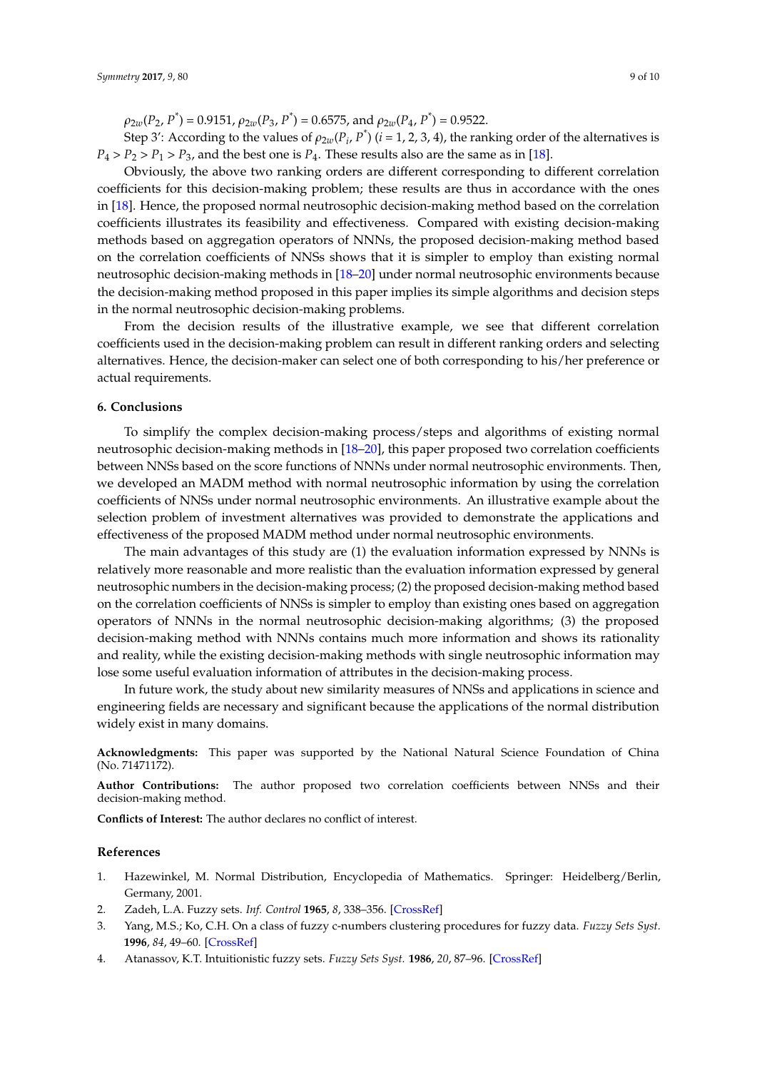$\rho_{2w}(P_2, P^*) = 0.9151$, $\rho_{2w}(P_3, P^*) = 0.6575$, and $\rho_{2w}(P_4, P^*) = 0.9522$.

Step 3′: According to the values of $\rho_{2w}(P_i, P^*)$ ($i = 1, 2, 3, 4$), the ranking order of the alternatives is $P_4 > P_2 > P_1 > P_3$, and the best one is $P_4$. These results also are the same as in [18].

Obviously, the above two ranking orders are different corresponding to different correlation coefficients for this decision-making problem; these results are thus in accordance with the ones in [18]. Hence, the proposed normal neutrosophic decision-making method based on the correlation coefficients illustrates its feasibility and effectiveness. Compared with existing decision-making methods based on aggregation operators of NNNs, the proposed decision-making method based on the correlation coefficients of NNSs shows that it is simpler to employ than existing normal neutrosophic decision-making methods in [18–20] under normal neutrosophic environments because the decision-making method proposed in this paper implies its simple algorithms and decision steps in the normal neutrosophic decision-making problems.

From the decision results of the illustrative example, we see that different correlation coefficients used in the decision-making problem can result in different ranking orders and selecting alternatives. Hence, the decision-maker can select one of both corresponding to his/her preference or actual requirements.

## 6. Conclusions

To simplify the complex decision-making process/steps and algorithms of existing normal neutrosophic decision-making methods in [18–20], this paper proposed two correlation coefficients between NNSs based on the score functions of NNNs under normal neutrosophic environments. Then, we developed an MADM method with normal neutrosophic information by using the correlation coefficients of NNSs under normal neutrosophic environments. An illustrative example about the selection problem of investment alternatives was provided to demonstrate the applications and effectiveness of the proposed MADM method under normal neutrosophic environments.

The main advantages of this study are (1) the evaluation information expressed by NNNs is relatively more reasonable and more realistic than the evaluation information expressed by general neutrosophic numbers in the decision-making process; (2) the proposed decision-making method based on the correlation coefficients of NNSs is simpler to employ than existing ones based on aggregation operators of NNNs in the normal neutrosophic decision-making algorithms; (3) the proposed decision-making method with NNNs contains much more information and shows its rationality and reality, while the existing decision-making methods with single neutrosophic information may lose some useful evaluation information of attributes in the decision-making process.

In future work, the study about new similarity measures of NNSs and applications in science and engineering fields are necessary and significant because the applications of the normal distribution widely exist in many domains.

**Acknowledgments:** This paper was supported by the National Natural Science Foundation of China (No. 71471172).

**Author Contributions:** The author proposed two correlation coefficients between NNSs and their decision-making method.

**Conflicts of Interest:** The author declares no conflict of interest.

## References

1. Hazewinkel, M. Normal Distribution, Encyclopedia of Mathematics. Springer: Heidelberg/Berlin, Germany, 2001.
2. Zadeh, L.A. Fuzzy sets. *Inf. Control* **1965**, *8*, 338–356. [CrossRef]
3. Yang, M.S.; Ko, C.H. On a class of fuzzy c-numbers clustering procedures for fuzzy data. *Fuzzy Sets Syst.* **1996**, *84*, 49–60. [CrossRef]
4. Atanassov, K.T. Intuitionistic fuzzy sets. *Fuzzy Sets Syst.* **1986**, *20*, 87–96. [CrossRef]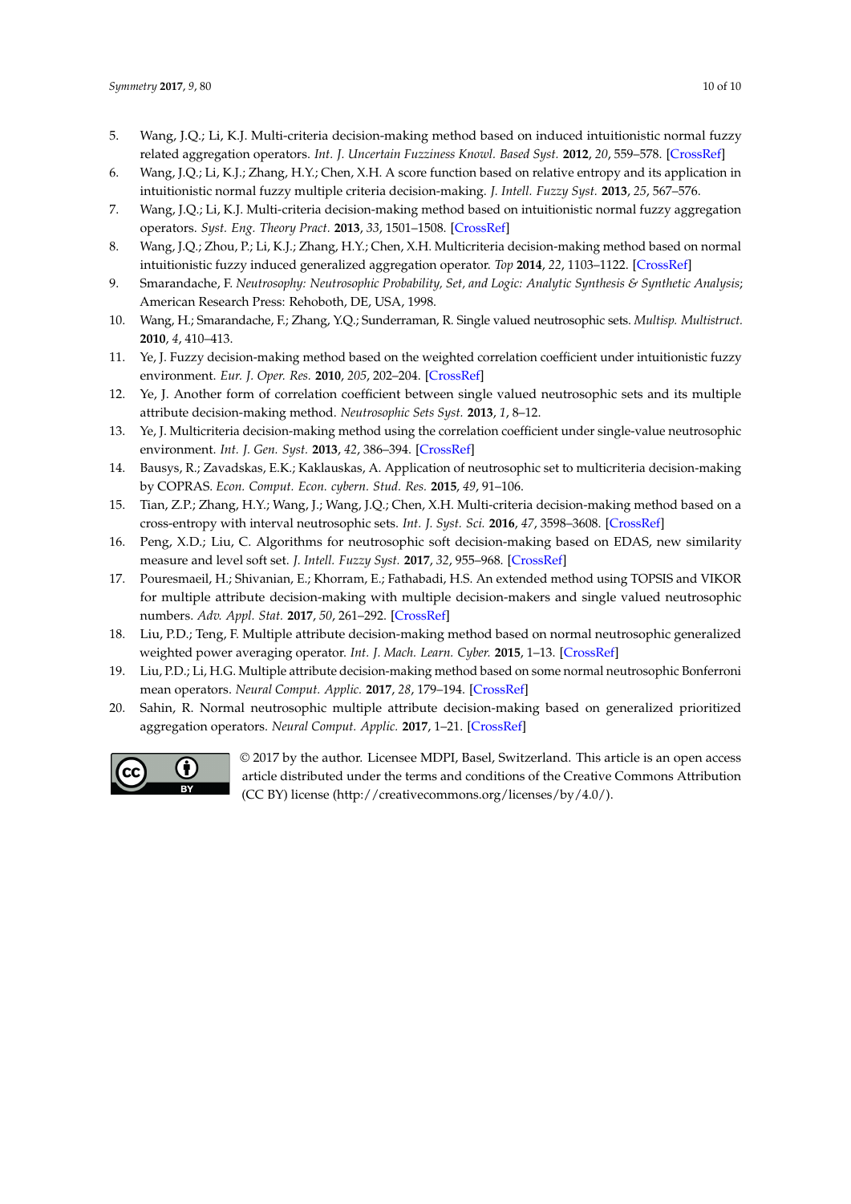5. Wang, J.Q.; Li, K.J. Multi-criteria decision-making method based on induced intuitionistic normal fuzzy related aggregation operators. *Int. J. Uncertain Fuzziness Knowl. Based Syst.* **2012**, *20*, 559–578. [CrossRef]
6. Wang, J.Q.; Li, K.J.; Zhang, H.Y.; Chen, X.H. A score function based on relative entropy and its application in intuitionistic normal fuzzy multiple criteria decision-making. *J. Intell. Fuzzy Syst.* **2013**, *25*, 567–576.
7. Wang, J.Q.; Li, K.J. Multi-criteria decision-making method based on intuitionistic normal fuzzy aggregation operators. *Syst. Eng. Theory Pract.* **2013**, *33*, 1501–1508. [CrossRef]
8. Wang, J.Q.; Zhou, P.; Li, K.J.; Zhang, H.Y.; Chen, X.H. Multicriteria decision-making method based on normal intuitionistic fuzzy induced generalized aggregation operator. *Top* **2014**, *22*, 1103–1122. [CrossRef]
9. Smarandache, F. *Neutrosophy: Neutrosophic Probability, Set, and Logic: Analytic Synthesis & Synthetic Analysis*; American Research Press: Rehoboth, DE, USA, 1998.
10. Wang, H.; Smarandache, F.; Zhang, Y.Q.; Sunderraman, R. Single valued neutrosophic sets. *Multisp. Multistruct.* **2010**, *4*, 410–413.
11. Ye, J. Fuzzy decision-making method based on the weighted correlation coefficient under intuitionistic fuzzy environment. *Eur. J. Oper. Res.* **2010**, *205*, 202–204. [CrossRef]
12. Ye, J. Another form of correlation coefficient between single valued neutrosophic sets and its multiple attribute decision-making method. *Neutrosophic Sets Syst.* **2013**, *1*, 8–12.
13. Ye, J. Multicriteria decision-making method using the correlation coefficient under single-value neutrosophic environment. *Int. J. Gen. Syst.* **2013**, *42*, 386–394. [CrossRef]
14. Bausys, R.; Zavadskas, E.K.; Kaklauskas, A. Application of neutrosophic set to multicriteria decision-making by COPRAS. *Econ. Comput. Econ. cybern. Stud. Res.* **2015**, *49*, 91–106.
15. Tian, Z.P.; Zhang, H.Y.; Wang, J.; Wang, J.Q.; Chen, X.H. Multi-criteria decision-making method based on a cross-entropy with interval neutrosophic sets. *Int. J. Syst. Sci.* **2016**, *47*, 3598–3608. [CrossRef]
16. Peng, X.D.; Liu, C. Algorithms for neutrosophic soft decision-making based on EDAS, new similarity measure and level soft set. *J. Intell. Fuzzy Syst.* **2017**, *32*, 955–968. [CrossRef]
17. Pouresmaeil, H.; Shivanian, E.; Khorram, E.; Fathabadi, H.S. An extended method using TOPSIS and VIKOR for multiple attribute decision-making with multiple decision-makers and single valued neutrosophic numbers. *Adv. Appl. Stat.* **2017**, *50*, 261–292. [CrossRef]
18. Liu, P.D.; Teng, F. Multiple attribute decision-making method based on normal neutrosophic generalized weighted power averaging operator. *Int. J. Mach. Learn. Cyber.* **2015**, 1–13. [CrossRef]
19. Liu, P.D.; Li, H.G. Multiple attribute decision-making method based on some normal neutrosophic Bonferroni mean operators. *Neural Comput. Applic.* **2017**, *28*, 179–194. [CrossRef]
20. Sahin, R. Normal neutrosophic multiple attribute decision-making based on generalized prioritized aggregation operators. *Neural Comput. Applic.* **2017**, 1–21. [CrossRef]

© 2017 by the author. Licensee MDPI, Basel, Switzerland. This article is an open access article distributed under the terms and conditions of the Creative Commons Attribution (CC BY) license (http://creativecommons.org/licenses/by/4.0/).